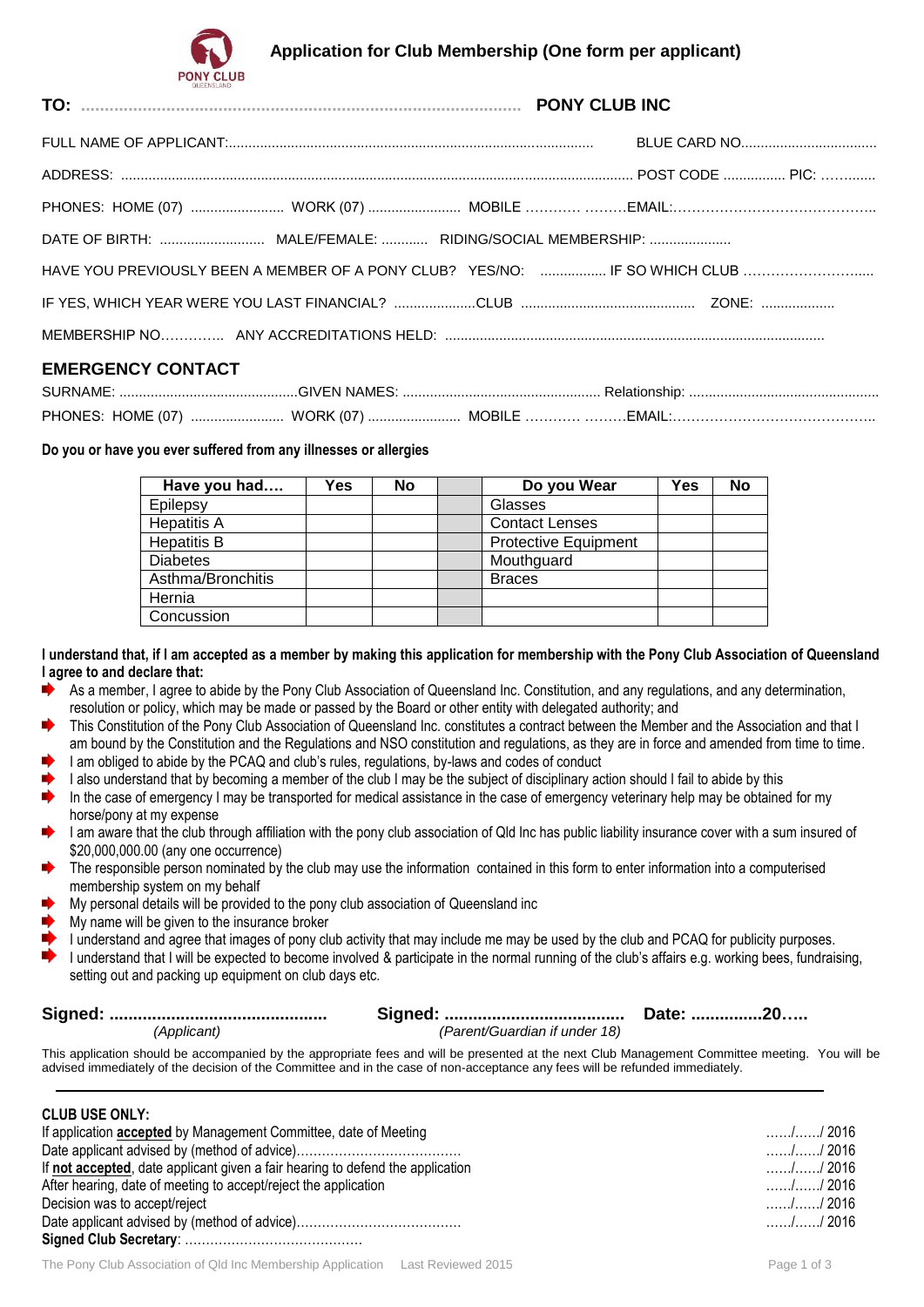# Application for Club Membership (One form per applicant)

**TO: ............................................................................................ PONY CLUB INC**

FULL NAME OF APPLICANT:............................................................................................. BLUE CARD NO...................................

ADDRESS: .................................................................................................................................... POST CODE ................ PIC: ……......

PHONES: HOME (07) ........................ WORK (07) ........................ MOBILE ………… ………EMAIL:……………………………………..

DATE OF BIRTH: ........................... MALE/FEMALE: ............ RIDING/SOCIAL MEMBERSHIP: .....................

HAVE YOU PREVIOUSLY BEEN A MEMBER OF A PONY CLUB? YES/NO: ................. IF SO WHICH CLUB …………………….....

IF YES, WHICH YEAR WERE YOU LAST FINANCIAL? .....................CLUB ............................................ ZONE: ...................

MEMBERSHIP NO………….. ANY ACCREDITATIONS HELD: ..................................................................................................

## EMERGENCY CONTACT

SURNAME: ..............................................GIVEN NAMES: ................................................... Relationship: .................................................

PHONES: HOME (07) ........................ WORK (07) ........................ MOBILE ………… ………EMAIL:……………………………………..

**Do you or have you ever suffered from any illnesses or allergies**

| Have you had…. | Yes | No | | Do you Wear | Yes | No |
|---|---|---|---|---|---|---|
| Epilepsy | | | | Glasses | | |
| Hepatitis A | | | | Contact Lenses | | |
| Hepatitis B | | | | Protective Equipment | | |
| Diabetes | | | | Mouthguard | | |
| Asthma/Bronchitis | | | | Braces | | |
| Hernia | | | | | | |
| Concussion | | | | | | |

**I understand that, if I am accepted as a member by making this application for membership with the Pony Club Association of Queensland I agree to and declare that:**

- As a member, I agree to abide by the Pony Club Association of Queensland Inc. Constitution, and any regulations, and any determination, resolution or policy, which may be made or passed by the Board or other entity with delegated authority; and
- This Constitution of the Pony Club Association of Queensland Inc. constitutes a contract between the Member and the Association and that I am bound by the Constitution and the Regulations and NSO constitution and regulations, as they are in force and amended from time to time.
- I am obliged to abide by the PCAQ and club's rules, regulations, by-laws and codes of conduct
- I also understand that by becoming a member of the club I may be the subject of disciplinary action should I fail to abide by this
- In the case of emergency I may be transported for medical assistance in the case of emergency veterinary help may be obtained for my horse/pony at my expense
- I am aware that the club through affiliation with the pony club association of Qld Inc has public liability insurance cover with a sum insured of $20,000,000.00 (any one occurrence)
- The responsible person nominated by the club may use the information contained in this form to enter information into a computerised membership system on my behalf
- My personal details will be provided to the pony club association of Queensland inc
- My name will be given to the insurance broker
- I understand and agree that images of pony club activity that may include me may be used by the club and PCAQ for publicity purposes.
- I understand that I will be expected to become involved & participate in the normal running of the club's affairs e.g. working bees, fundraising, setting out and packing up equipment on club days etc.

**Signed: .............................................** (Applicant) **Signed: .....................................** (Parent/Guardian if under 18) **Date: ...............20…..**

This application should be accompanied by the appropriate fees and will be presented at the next Club Management Committee meeting. You will be advised immediately of the decision of the Committee and in the case of non-acceptance any fees will be refunded immediately.

---

**CLUB USE ONLY:**

If application **accepted** by Management Committee, date of Meeting ……/……/ 2016
Date applicant advised by (method of advice)…………………………………… ……/……/ 2016
If **not accepted**, date applicant given a fair hearing to defend the application ……/……/ 2016
After hearing, date of meeting to accept/reject the application ……/……/ 2016
Decision was to accept/reject ……/……/ 2016
Date applicant advised by (method of advice)…………………………………… ……/……/ 2016
**Signed Club Secretary**: ……………………………………

The Pony Club Association of Qld Inc Membership Application Last Reviewed 2015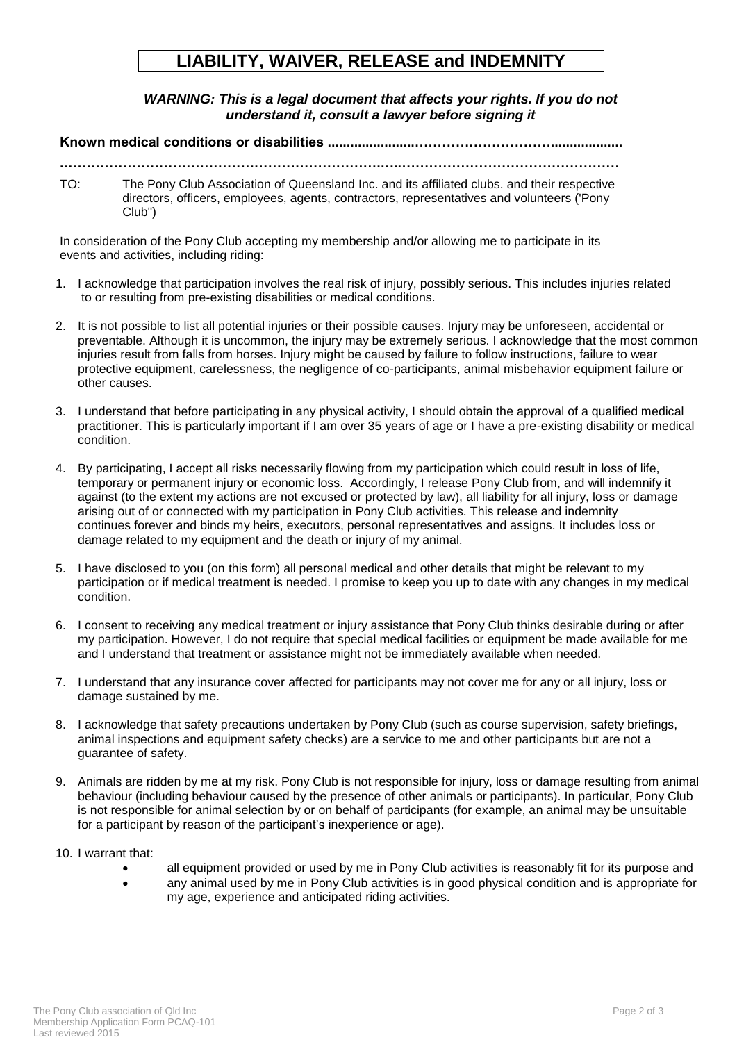# LIABILITY, WAIVER, RELEASE and INDEMNITY

***WARNING: This is a legal document that affects your rights. If you do not understand it, consult a lawyer before signing it***

**Known medical conditions or disabilities ..............................................................................**

**..........................................................................................................................................**

TO: The Pony Club Association of Queensland Inc. and its affiliated clubs. and their respective directors, officers, employees, agents, contractors, representatives and volunteers ('Pony Club")

In consideration of the Pony Club accepting my membership and/or allowing me to participate in its events and activities, including riding:

1. I acknowledge that participation involves the real risk of injury, possibly serious. This includes injuries related to or resulting from pre-existing disabilities or medical conditions.

2. It is not possible to list all potential injuries or their possible causes. Injury may be unforeseen, accidental or preventable. Although it is uncommon, the injury may be extremely serious. I acknowledge that the most common injuries result from falls from horses. Injury might be caused by failure to follow instructions, failure to wear protective equipment, carelessness, the negligence of co-participants, animal misbehavior equipment failure or other causes.

3. I understand that before participating in any physical activity, I should obtain the approval of a qualified medical practitioner. This is particularly important if I am over 35 years of age or I have a pre-existing disability or medical condition.

4. By participating, I accept all risks necessarily flowing from my participation which could result in loss of life, temporary or permanent injury or economic loss. Accordingly, I release Pony Club from, and will indemnify it against (to the extent my actions are not excused or protected by law), all liability for all injury, loss or damage arising out of or connected with my participation in Pony Club activities. This release and indemnity continues forever and binds my heirs, executors, personal representatives and assigns. It includes loss or damage related to my equipment and the death or injury of my animal.

5. I have disclosed to you (on this form) all personal medical and other details that might be relevant to my participation or if medical treatment is needed. I promise to keep you up to date with any changes in my medical condition.

6. I consent to receiving any medical treatment or injury assistance that Pony Club thinks desirable during or after my participation. However, I do not require that special medical facilities or equipment be made available for me and I understand that treatment or assistance might not be immediately available when needed.

7. I understand that any insurance cover affected for participants may not cover me for any or all injury, loss or damage sustained by me.

8. I acknowledge that safety precautions undertaken by Pony Club (such as course supervision, safety briefings, animal inspections and equipment safety checks) are a service to me and other participants but are not a guarantee of safety.

9. Animals are ridden by me at my risk. Pony Club is not responsible for injury, loss or damage resulting from animal behaviour (including behaviour caused by the presence of other animals or participants). In particular, Pony Club is not responsible for animal selection by or on behalf of participants (for example, an animal may be unsuitable for a participant by reason of the participant's inexperience or age).

10. I warrant that:
    - all equipment provided or used by me in Pony Club activities is reasonably fit for its purpose and
    - any animal used by me in Pony Club activities is in good physical condition and is appropriate for my age, experience and anticipated riding activities.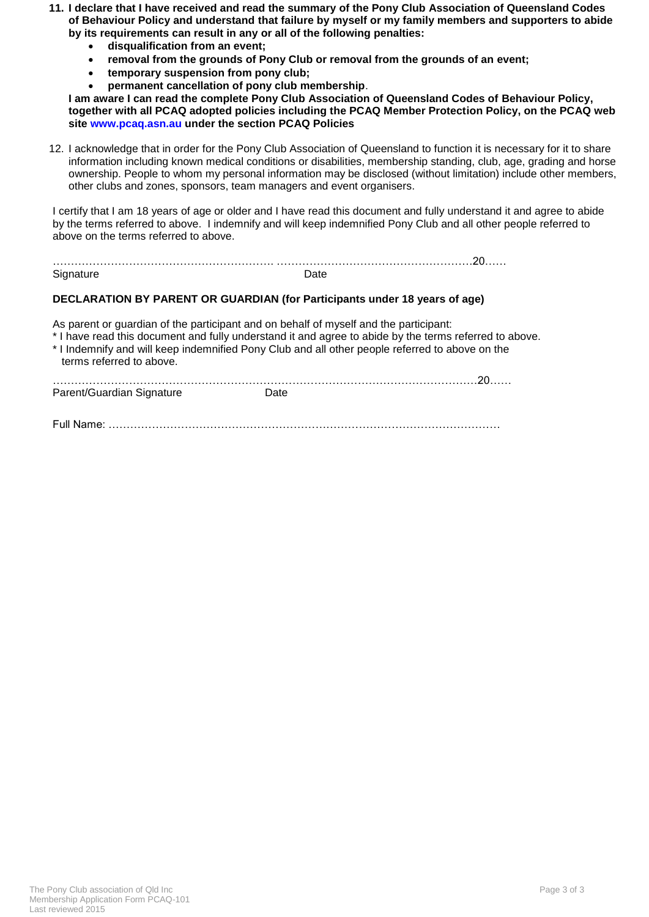11. **I declare that I have received and read the summary of the Pony Club Association of Queensland Codes of Behaviour Policy and understand that failure by myself or my family members and supporters to abide by its requirements can result in any or all of the following penalties:**
    - **disqualification from an event;**
    - **removal from the grounds of Pony Club or removal from the grounds of an event;**
    - **temporary suspension from pony club;**
    - **permanent cancellation of pony club membership**.

    **I am aware I can read the complete Pony Club Association of Queensland Codes of Behaviour Policy, together with all PCAQ adopted policies including the PCAQ Member Protection Policy, on the PCAQ web site www.pcaq.asn.au under the section PCAQ Policies**

12. I acknowledge that in order for the Pony Club Association of Queensland to function it is necessary for it to share information including known medical conditions or disabilities, membership standing, club, age, grading and horse ownership. People to whom my personal information may be disclosed (without limitation) include other members, other clubs and zones, sponsors, team managers and event organisers.

I certify that I am 18 years of age or older and I have read this document and fully understand it and agree to abide by the terms referred to above. I indemnify and will keep indemnified Pony Club and all other people referred to above on the terms referred to above.

…………………………………………………… ………………………………………………20……

Signature Date

**DECLARATION BY PARENT OR GUARDIAN (for Participants under 18 years of age)**

As parent or guardian of the participant and on behalf of myself and the participant:

* I have read this document and fully understand it and agree to abide by the terms referred to above.
* I Indemnify and will keep indemnified Pony Club and all other people referred to above on the terms referred to above.

………………………………………………………………………………………………………20……

Parent/Guardian Signature Date

Full Name: ………………………………………………………………………………………………

The Pony Club association of Qld Inc
Membership Application Form PCAQ-101
Last reviewed 2015